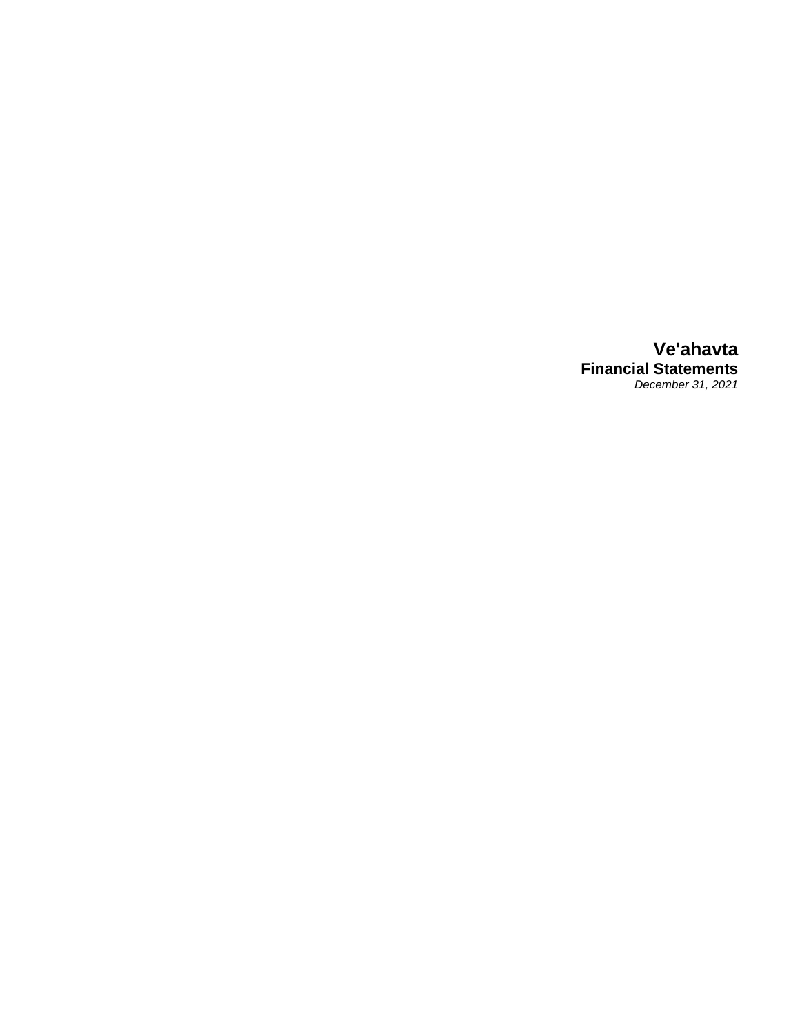# Ve'ahavta

## Financial Statements

*December 31, 2021*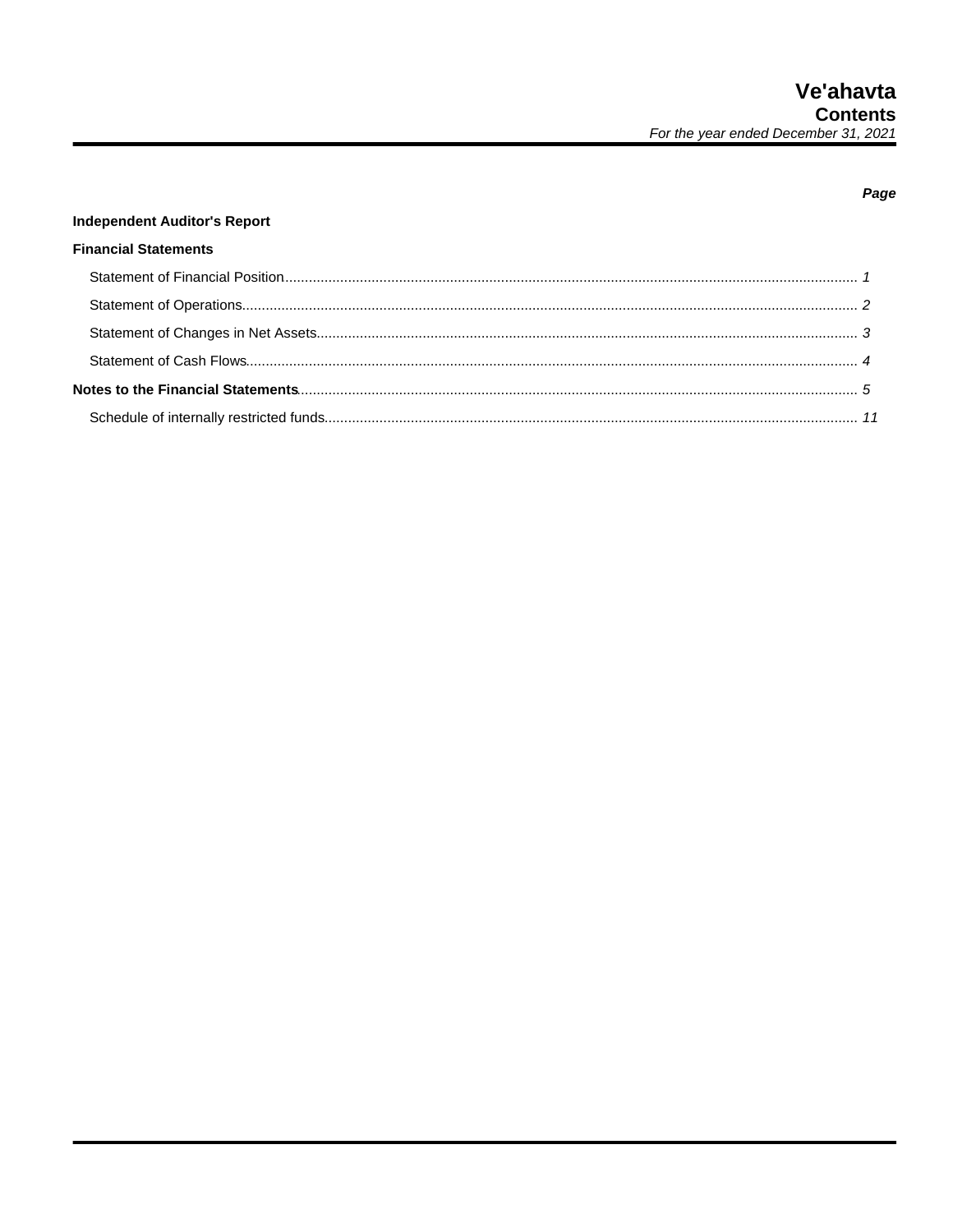# Ve'ahavta
## Contents
*For the year ended December 31, 2021*

| | *Page* |
|---|---|
| **Independent Auditor's Report** | |
| **Financial Statements** | |
| Statement of Financial Position | *1* |
| Statement of Operations | *2* |
| Statement of Changes in Net Assets | *3* |
| Statement of Cash Flows | *4* |
| **Notes to the Financial Statements** | *5* |
| Schedule of internally restricted funds | *11* |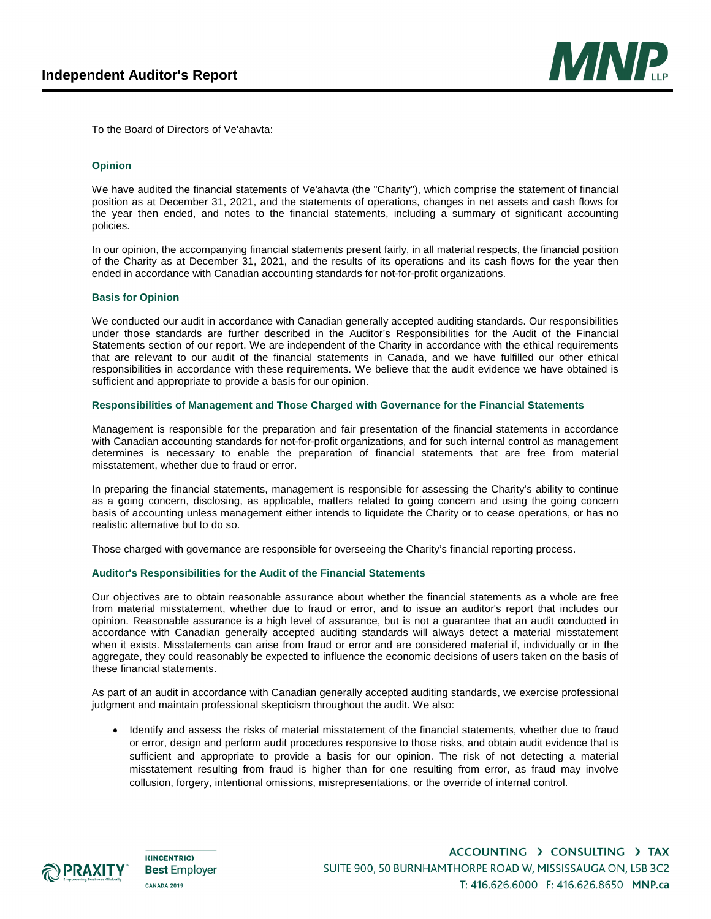# Independent Auditor's Report

To the Board of Directors of Ve'ahavta:

## Opinion

We have audited the financial statements of Ve'ahavta (the "Charity"), which comprise the statement of financial position as at December 31, 2021, and the statements of operations, changes in net assets and cash flows for the year then ended, and notes to the financial statements, including a summary of significant accounting policies.

In our opinion, the accompanying financial statements present fairly, in all material respects, the financial position of the Charity as at December 31, 2021, and the results of its operations and its cash flows for the year then ended in accordance with Canadian accounting standards for not-for-profit organizations.

## Basis for Opinion

We conducted our audit in accordance with Canadian generally accepted auditing standards. Our responsibilities under those standards are further described in the Auditor's Responsibilities for the Audit of the Financial Statements section of our report. We are independent of the Charity in accordance with the ethical requirements that are relevant to our audit of the financial statements in Canada, and we have fulfilled our other ethical responsibilities in accordance with these requirements. We believe that the audit evidence we have obtained is sufficient and appropriate to provide a basis for our opinion.

## Responsibilities of Management and Those Charged with Governance for the Financial Statements

Management is responsible for the preparation and fair presentation of the financial statements in accordance with Canadian accounting standards for not-for-profit organizations, and for such internal control as management determines is necessary to enable the preparation of financial statements that are free from material misstatement, whether due to fraud or error.

In preparing the financial statements, management is responsible for assessing the Charity's ability to continue as a going concern, disclosing, as applicable, matters related to going concern and using the going concern basis of accounting unless management either intends to liquidate the Charity or to cease operations, or has no realistic alternative but to do so.

Those charged with governance are responsible for overseeing the Charity's financial reporting process.

## Auditor's Responsibilities for the Audit of the Financial Statements

Our objectives are to obtain reasonable assurance about whether the financial statements as a whole are free from material misstatement, whether due to fraud or error, and to issue an auditor's report that includes our opinion. Reasonable assurance is a high level of assurance, but is not a guarantee that an audit conducted in accordance with Canadian generally accepted auditing standards will always detect a material misstatement when it exists. Misstatements can arise from fraud or error and are considered material if, individually or in the aggregate, they could reasonably be expected to influence the economic decisions of users taken on the basis of these financial statements.

As part of an audit in accordance with Canadian generally accepted auditing standards, we exercise professional judgment and maintain professional skepticism throughout the audit. We also:

- Identify and assess the risks of material misstatement of the financial statements, whether due to fraud or error, design and perform audit procedures responsive to those risks, and obtain audit evidence that is sufficient and appropriate to provide a basis for our opinion. The risk of not detecting a material misstatement resulting from fraud is higher than for one resulting from error, as fraud may involve collusion, forgery, intentional omissions, misrepresentations, or the override of internal control.

ACCOUNTING › CONSULTING › TAX
SUITE 900, 50 BURNHAMTHORPE ROAD W, MISSISSAUGA ON, L5B 3C2
T: 416.626.6000 F: 416.626.8650 MNP.ca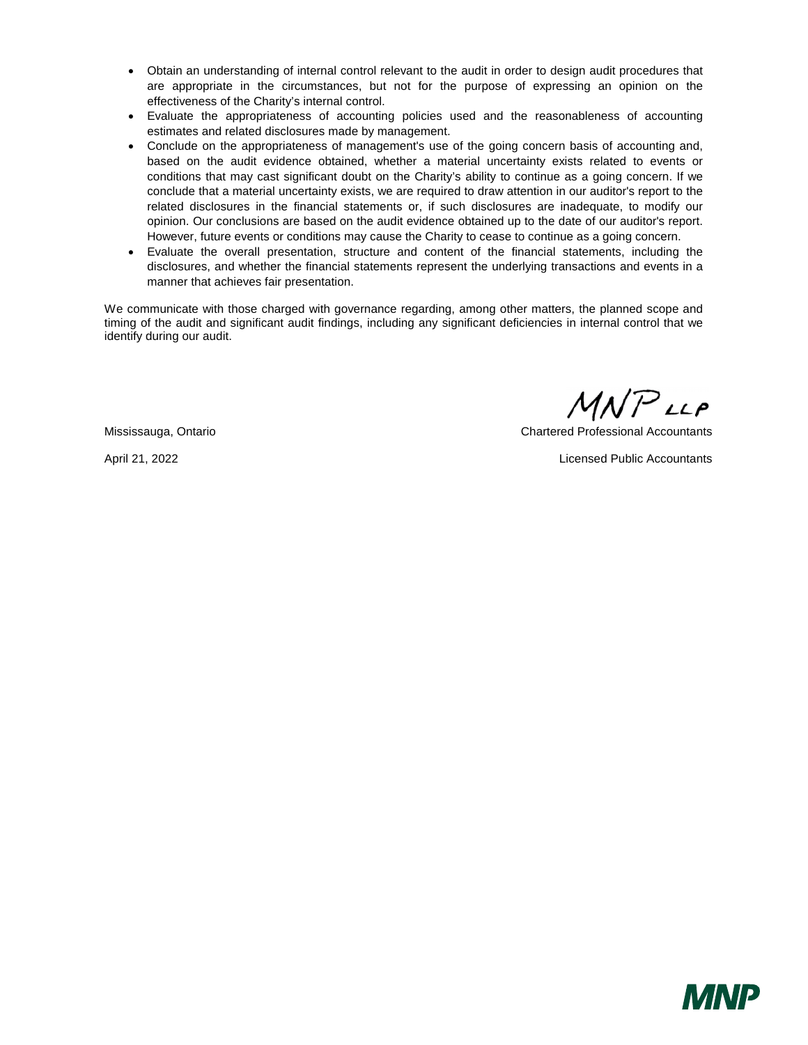- Obtain an understanding of internal control relevant to the audit in order to design audit procedures that are appropriate in the circumstances, but not for the purpose of expressing an opinion on the effectiveness of the Charity's internal control.
- Evaluate the appropriateness of accounting policies used and the reasonableness of accounting estimates and related disclosures made by management.
- Conclude on the appropriateness of management's use of the going concern basis of accounting and, based on the audit evidence obtained, whether a material uncertainty exists related to events or conditions that may cast significant doubt on the Charity's ability to continue as a going concern. If we conclude that a material uncertainty exists, we are required to draw attention in our auditor's report to the related disclosures in the financial statements or, if such disclosures are inadequate, to modify our opinion. Our conclusions are based on the audit evidence obtained up to the date of our auditor's report. However, future events or conditions may cause the Charity to cease to continue as a going concern.
- Evaluate the overall presentation, structure and content of the financial statements, including the disclosures, and whether the financial statements represent the underlying transactions and events in a manner that achieves fair presentation.

We communicate with those charged with governance regarding, among other matters, the planned scope and timing of the audit and significant audit findings, including any significant deficiencies in internal control that we identify during our audit.

MNP LLP

Mississauga, Ontario

April 21, 2022

Chartered Professional Accountants

Licensed Public Accountants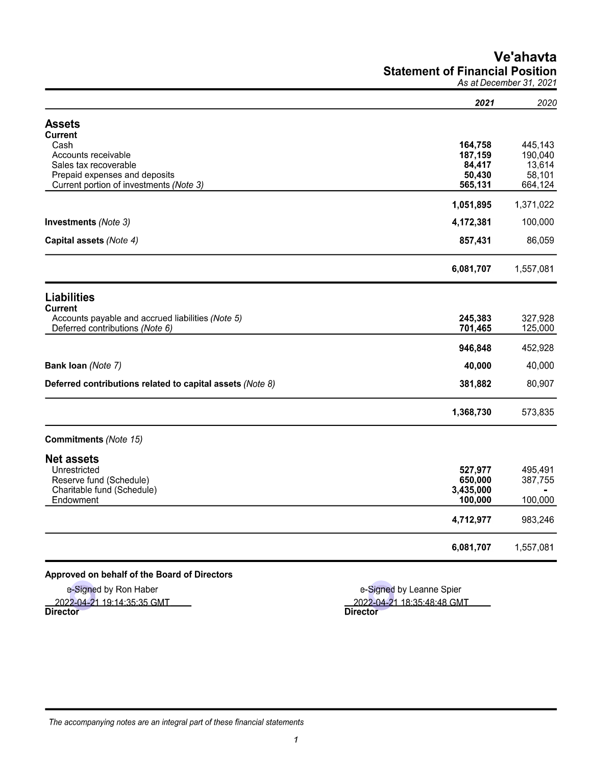# Ve'ahavta

## Statement of Financial Position

*As at December 31, 2021*

| | ***2021*** | *2020* |
|---|---|---|
| **Assets** | | |
| **Current** | | |
| Cash | **164,758** | 445,143 |
| Accounts receivable | **187,159** | 190,040 |
| Sales tax recoverable | **84,417** | 13,614 |
| Prepaid expenses and deposits | **50,430** | 58,101 |
| Current portion of investments *(Note 3)* | **565,131** | 664,124 |
| | **1,051,895** | 1,371,022 |
| **Investments** *(Note 3)* | **4,172,381** | 100,000 |
| **Capital assets** *(Note 4)* | **857,431** | 86,059 |
| | **6,081,707** | 1,557,081 |
| **Liabilities** | | |
| **Current** | | |
| Accounts payable and accrued liabilities *(Note 5)* | **245,383** | 327,928 |
| Deferred contributions *(Note 6)* | **701,465** | 125,000 |
| | **946,848** | 452,928 |
| **Bank loan** *(Note 7)* | **40,000** | 40,000 |
| **Deferred contributions related to capital assets** *(Note 8)* | **381,882** | 80,907 |
| | **1,368,730** | 573,835 |
| **Commitments** *(Note 15)* | | |
| **Net assets** | | |
| Unrestricted | **527,977** | 495,491 |
| Reserve fund (Schedule) | **650,000** | 387,755 |
| Charitable fund (Schedule) | **3,435,000** | - |
| Endowment | **100,000** | 100,000 |
| | **4,712,977** | 983,246 |
| | **6,081,707** | 1,557,081 |

**Approved on behalf of the Board of Directors**

e-Signed by Ron Haber
2022-04-21 19:14:35:35 GMT
**Director**

e-Signed by Leanne Spier
2022-04-21 18:35:48:48 GMT
**Director**

*The accompanying notes are an integral part of these financial statements*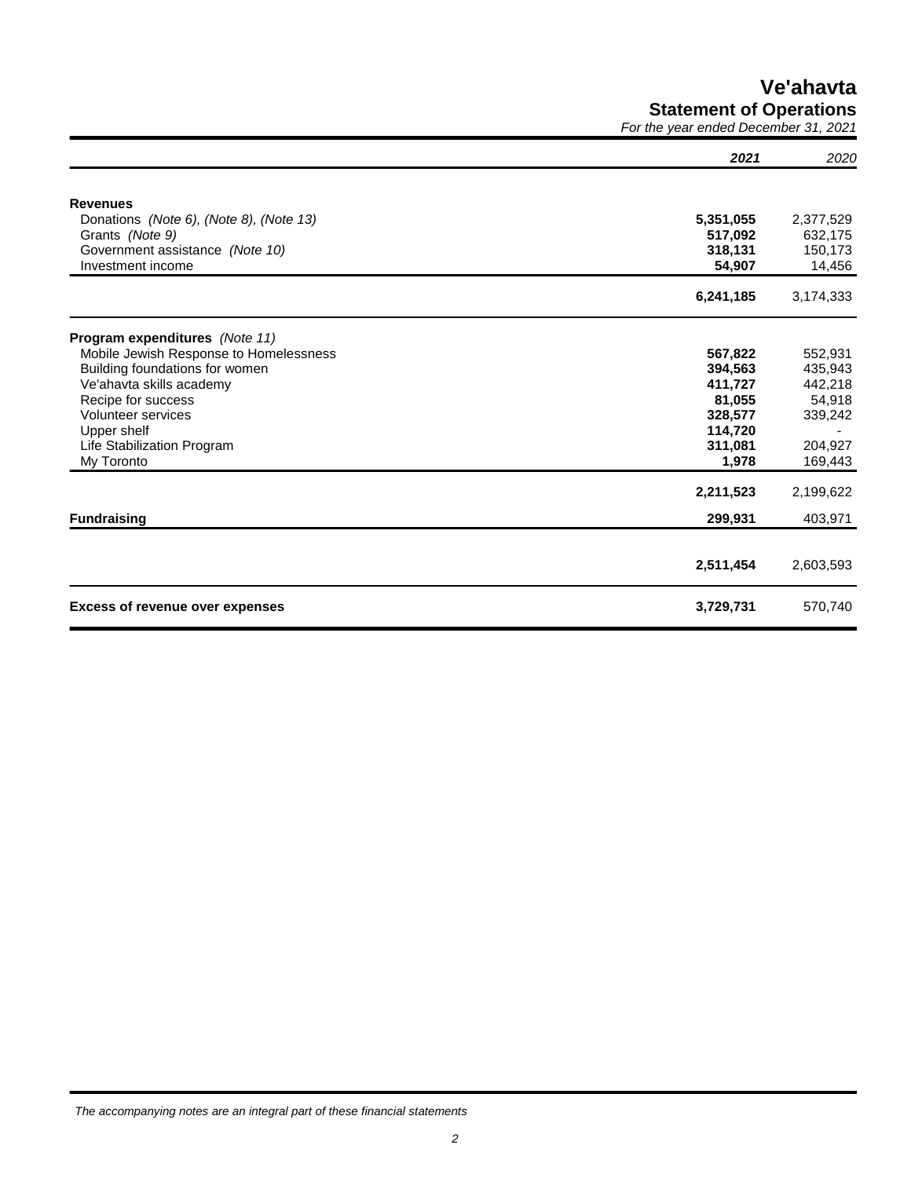# Ve'ahavta

## Statement of Operations

*For the year ended December 31, 2021*

| | **2021** | *2020* |
|---|---|---|
| **Revenues** | | |
| Donations *(Note 6), (Note 8), (Note 13)* | **5,351,055** | 2,377,529 |
| Grants *(Note 9)* | **517,092** | 632,175 |
| Government assistance *(Note 10)* | **318,131** | 150,173 |
| Investment income | **54,907** | 14,456 |
| | **6,241,185** | 3,174,333 |
| **Program expenditures** *(Note 11)* | | |
| Mobile Jewish Response to Homelessness | **567,822** | 552,931 |
| Building foundations for women | **394,563** | 435,943 |
| Ve'ahavta skills academy | **411,727** | 442,218 |
| Recipe for success | **81,055** | 54,918 |
| Volunteer services | **328,577** | 339,242 |
| Upper shelf | **114,720** | - |
| Life Stabilization Program | **311,081** | 204,927 |
| My Toronto | **1,978** | 169,443 |
| | **2,211,523** | 2,199,622 |
| **Fundraising** | **299,931** | 403,971 |
| | **2,511,454** | 2,603,593 |
| **Excess of revenue over expenses** | **3,729,731** | 570,740 |

*The accompanying notes are an integral part of these financial statements*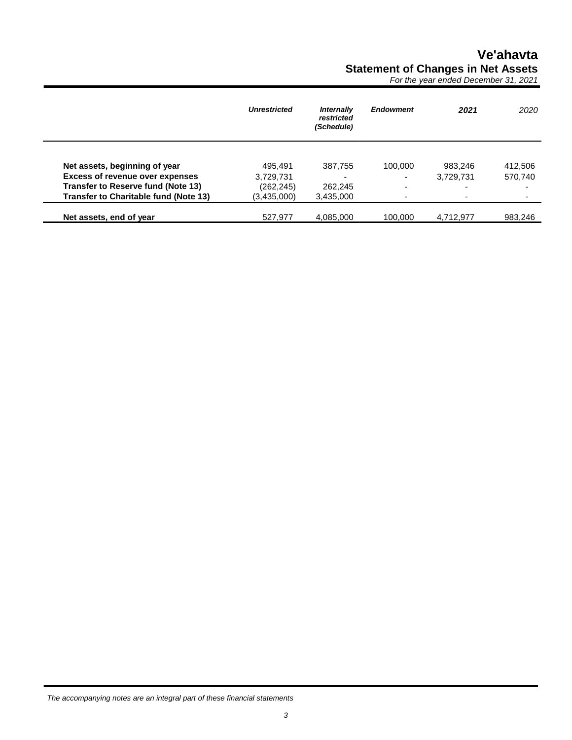# Ve'ahavta

## Statement of Changes in Net Assets

*For the year ended December 31, 2021*

| | *Unrestricted* | *Internally restricted (Schedule)* | *Endowment* | *2021* | *2020* |
|---|---|---|---|---|---|
| **Net assets, beginning of year** | 495,491 | 387,755 | 100,000 | 983,246 | 412,506 |
| **Excess of revenue over expenses** | 3,729,731 | - | - | 3,729,731 | 570,740 |
| **Transfer to Reserve fund (Note 13)** | (262,245) | 262,245 | - | - | - |
| **Transfer to Charitable fund (Note 13)** | (3,435,000) | 3,435,000 | - | - | - |
| **Net assets, end of year** | 527,977 | 4,085,000 | 100,000 | 4,712,977 | 983,246 |

*The accompanying notes are an integral part of these financial statements*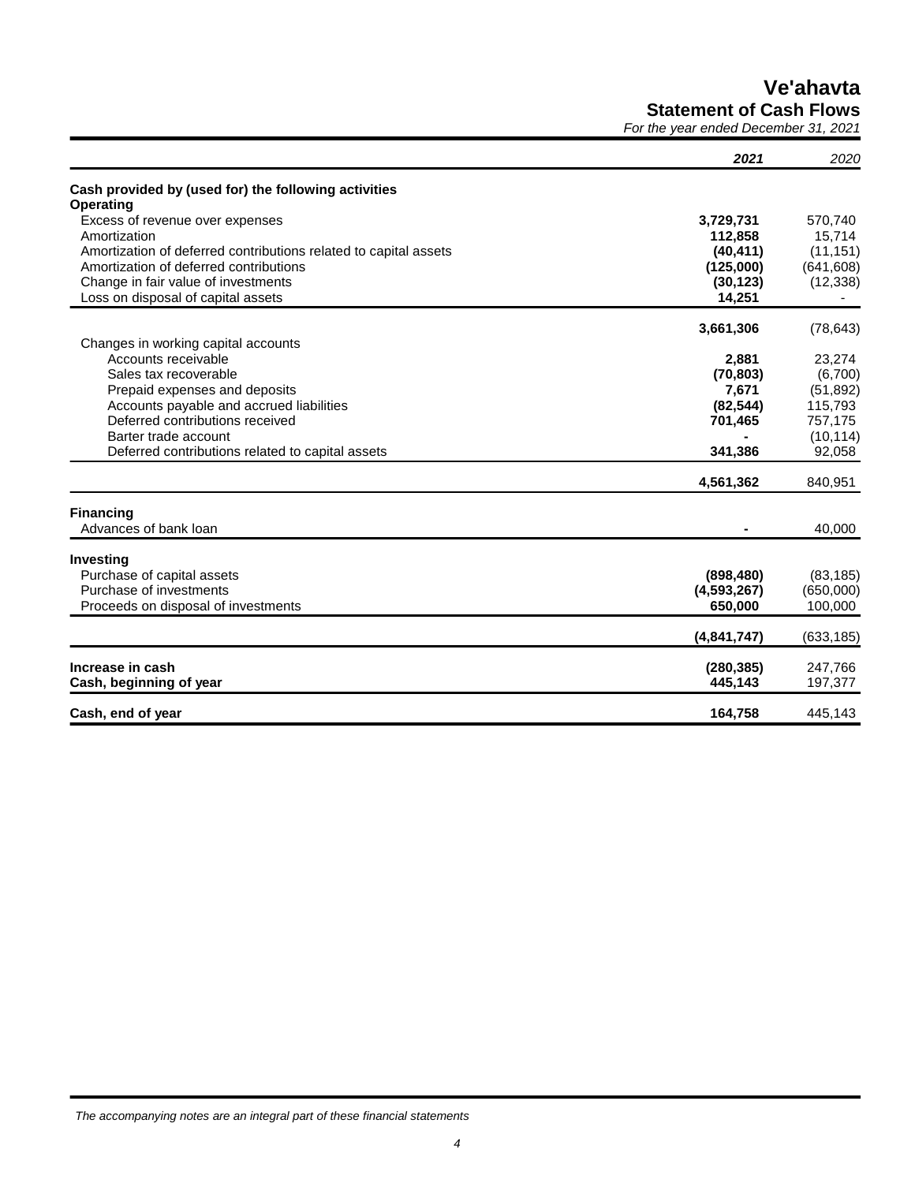# Ve'ahavta

## Statement of Cash Flows

*For the year ended December 31, 2021*

| | **2021** | *2020* |
|---|---|---|
| **Cash provided by (used for) the following activities** | | |
| **Operating** | | |
| Excess of revenue over expenses | **3,729,731** | 570,740 |
| Amortization | **112,858** | 15,714 |
| Amortization of deferred contributions related to capital assets | **(40,411)** | (11,151) |
| Amortization of deferred contributions | **(125,000)** | (641,608) |
| Change in fair value of investments | **(30,123)** | (12,338) |
| Loss on disposal of capital assets | **14,251** | - |
| | **3,661,306** | (78,643) |
| Changes in working capital accounts | | |
| Accounts receivable | **2,881** | 23,274 |
| Sales tax recoverable | **(70,803)** | (6,700) |
| Prepaid expenses and deposits | **7,671** | (51,892) |
| Accounts payable and accrued liabilities | **(82,544)** | 115,793 |
| Deferred contributions received | **701,465** | 757,175 |
| Barter trade account | **-** | (10,114) |
| Deferred contributions related to capital assets | **341,386** | 92,058 |
| | **4,561,362** | 840,951 |
| **Financing** | | |
| Advances of bank loan | **-** | 40,000 |
| **Investing** | | |
| Purchase of capital assets | **(898,480)** | (83,185) |
| Purchase of investments | **(4,593,267)** | (650,000) |
| Proceeds on disposal of investments | **650,000** | 100,000 |
| | **(4,841,747)** | (633,185) |
| **Increase in cash** | **(280,385)** | 247,766 |
| **Cash, beginning of year** | **445,143** | 197,377 |
| **Cash, end of year** | **164,758** | 445,143 |

*The accompanying notes are an integral part of these financial statements*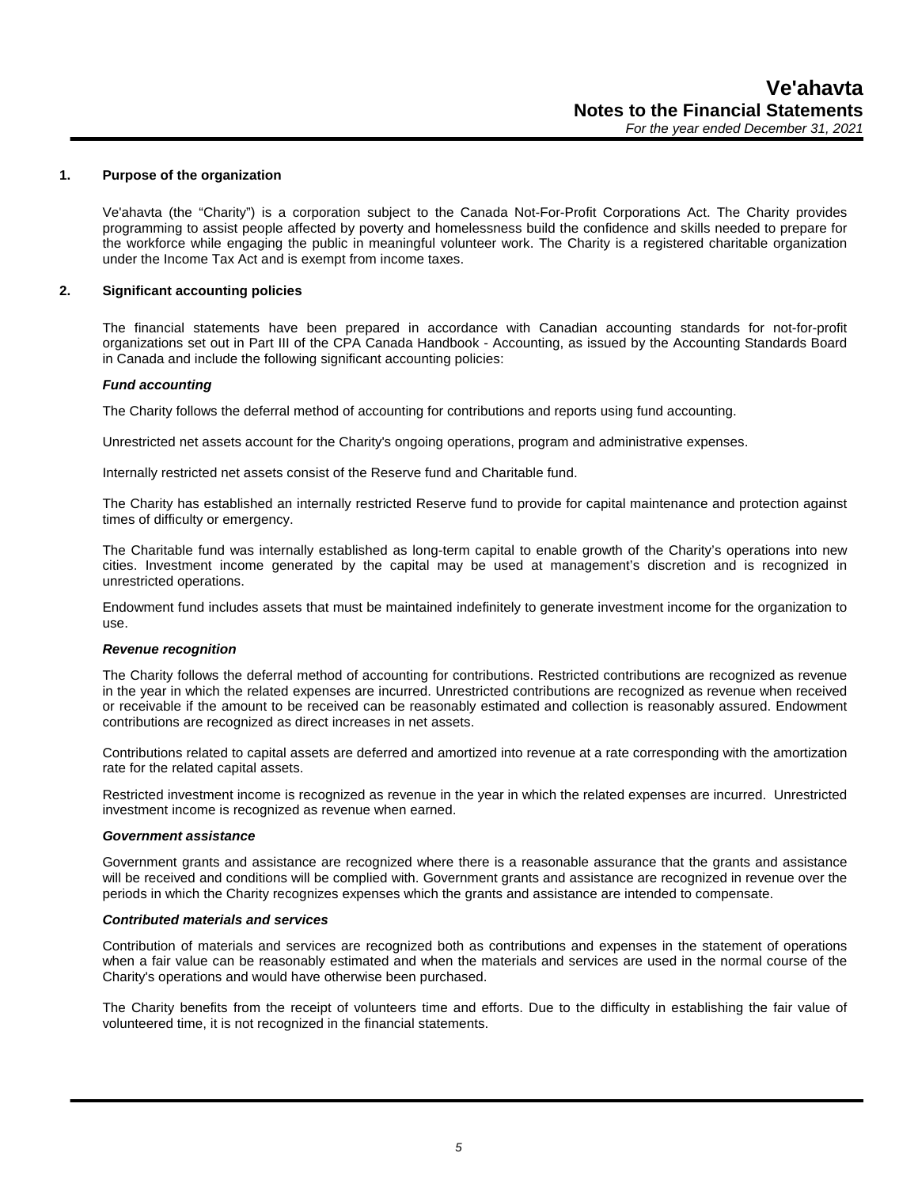# Ve'ahavta

## Notes to the Financial Statements

*For the year ended December 31, 2021*

### 1. Purpose of the organization

Ve'ahavta (the "Charity") is a corporation subject to the Canada Not-For-Profit Corporations Act. The Charity provides programming to assist people affected by poverty and homelessness build the confidence and skills needed to prepare for the workforce while engaging the public in meaningful volunteer work. The Charity is a registered charitable organization under the Income Tax Act and is exempt from income taxes.

### 2. Significant accounting policies

The financial statements have been prepared in accordance with Canadian accounting standards for not-for-profit organizations set out in Part III of the CPA Canada Handbook - Accounting, as issued by the Accounting Standards Board in Canada and include the following significant accounting policies:

***Fund accounting***

The Charity follows the deferral method of accounting for contributions and reports using fund accounting.

Unrestricted net assets account for the Charity's ongoing operations, program and administrative expenses.

Internally restricted net assets consist of the Reserve fund and Charitable fund.

The Charity has established an internally restricted Reserve fund to provide for capital maintenance and protection against times of difficulty or emergency.

The Charitable fund was internally established as long-term capital to enable growth of the Charity's operations into new cities. Investment income generated by the capital may be used at management's discretion and is recognized in unrestricted operations.

Endowment fund includes assets that must be maintained indefinitely to generate investment income for the organization to use.

***Revenue recognition***

The Charity follows the deferral method of accounting for contributions. Restricted contributions are recognized as revenue in the year in which the related expenses are incurred. Unrestricted contributions are recognized as revenue when received or receivable if the amount to be received can be reasonably estimated and collection is reasonably assured. Endowment contributions are recognized as direct increases in net assets.

Contributions related to capital assets are deferred and amortized into revenue at a rate corresponding with the amortization rate for the related capital assets.

Restricted investment income is recognized as revenue in the year in which the related expenses are incurred. Unrestricted investment income is recognized as revenue when earned.

***Government assistance***

Government grants and assistance are recognized where there is a reasonable assurance that the grants and assistance will be received and conditions will be complied with. Government grants and assistance are recognized in revenue over the periods in which the Charity recognizes expenses which the grants and assistance are intended to compensate.

***Contributed materials and services***

Contribution of materials and services are recognized both as contributions and expenses in the statement of operations when a fair value can be reasonably estimated and when the materials and services are used in the normal course of the Charity's operations and would have otherwise been purchased.

The Charity benefits from the receipt of volunteers time and efforts. Due to the difficulty in establishing the fair value of volunteered time, it is not recognized in the financial statements.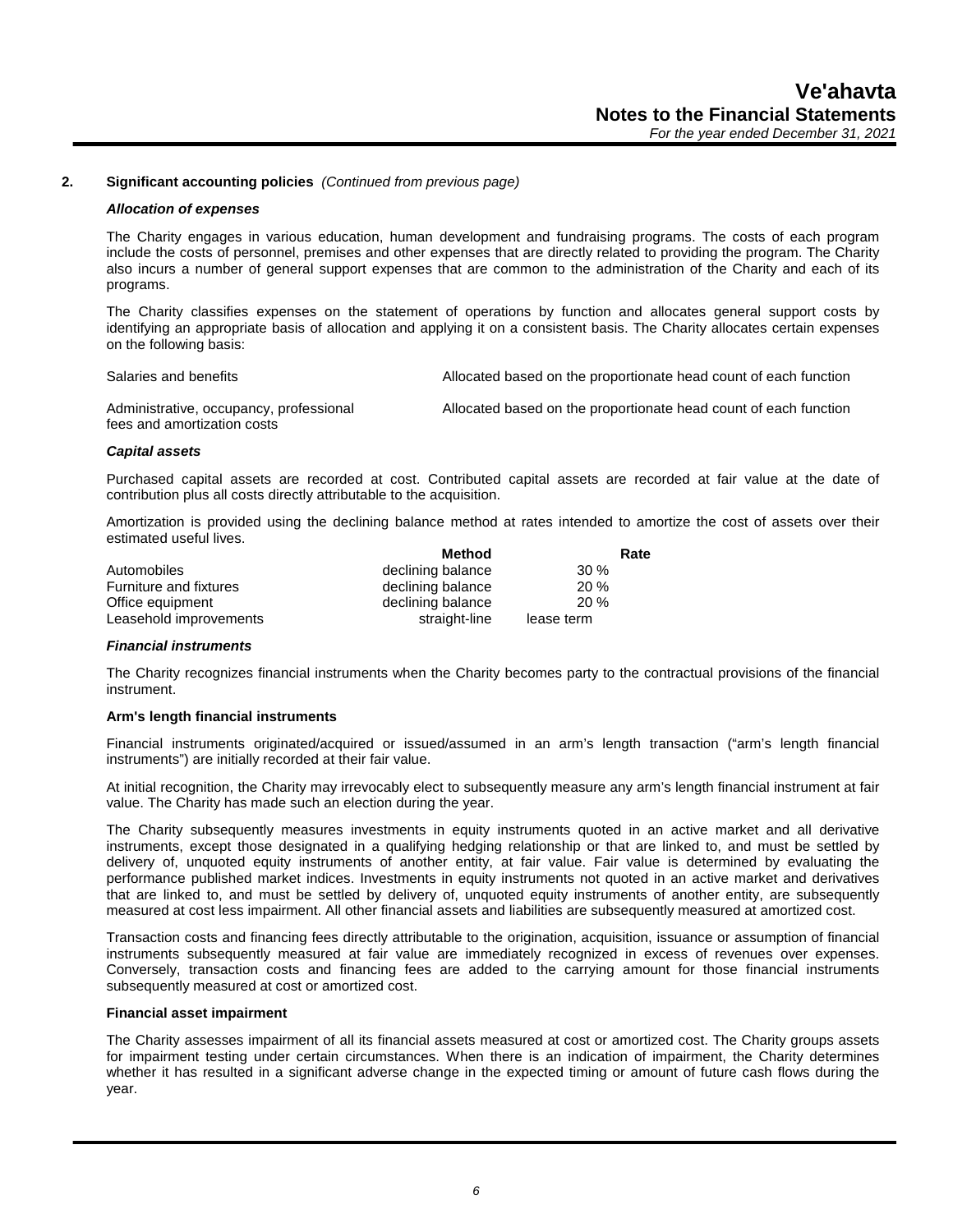## 2. Significant accounting policies *(Continued from previous page)*

### *Allocation of expenses*

The Charity engages in various education, human development and fundraising programs. The costs of each program include the costs of personnel, premises and other expenses that are directly related to providing the program. The Charity also incurs a number of general support expenses that are common to the administration of the Charity and each of its programs.

The Charity classifies expenses on the statement of operations by function and allocates general support costs by identifying an appropriate basis of allocation and applying it on a consistent basis. The Charity allocates certain expenses on the following basis:

| | |
|---|---|
| Salaries and benefits | Allocated based on the proportionate head count of each function |
| Administrative, occupancy, professional fees and amortization costs | Allocated based on the proportionate head count of each function |

### *Capital assets*

Purchased capital assets are recorded at cost. Contributed capital assets are recorded at fair value at the date of contribution plus all costs directly attributable to the acquisition.

Amortization is provided using the declining balance method at rates intended to amortize the cost of assets over their estimated useful lives.

| | Method | Rate |
|---|---|---|
| Automobiles | declining balance | 30 % |
| Furniture and fixtures | declining balance | 20 % |
| Office equipment | declining balance | 20 % |
| Leasehold improvements | straight-line | lease term |

### *Financial instruments*

The Charity recognizes financial instruments when the Charity becomes party to the contractual provisions of the financial instrument.

**Arm's length financial instruments**

Financial instruments originated/acquired or issued/assumed in an arm's length transaction ("arm's length financial instruments") are initially recorded at their fair value.

At initial recognition, the Charity may irrevocably elect to subsequently measure any arm's length financial instrument at fair value. The Charity has made such an election during the year.

The Charity subsequently measures investments in equity instruments quoted in an active market and all derivative instruments, except those designated in a qualifying hedging relationship or that are linked to, and must be settled by delivery of, unquoted equity instruments of another entity, at fair value. Fair value is determined by evaluating the performance published market indices. Investments in equity instruments not quoted in an active market and derivatives that are linked to, and must be settled by delivery of, unquoted equity instruments of another entity, are subsequently measured at cost less impairment. All other financial assets and liabilities are subsequently measured at amortized cost.

Transaction costs and financing fees directly attributable to the origination, acquisition, issuance or assumption of financial instruments subsequently measured at fair value are immediately recognized in excess of revenues over expenses. Conversely, transaction costs and financing fees are added to the carrying amount for those financial instruments subsequently measured at cost or amortized cost.

**Financial asset impairment**

The Charity assesses impairment of all its financial assets measured at cost or amortized cost. The Charity groups assets for impairment testing under certain circumstances. When there is an indication of impairment, the Charity determines whether it has resulted in a significant adverse change in the expected timing or amount of future cash flows during the year.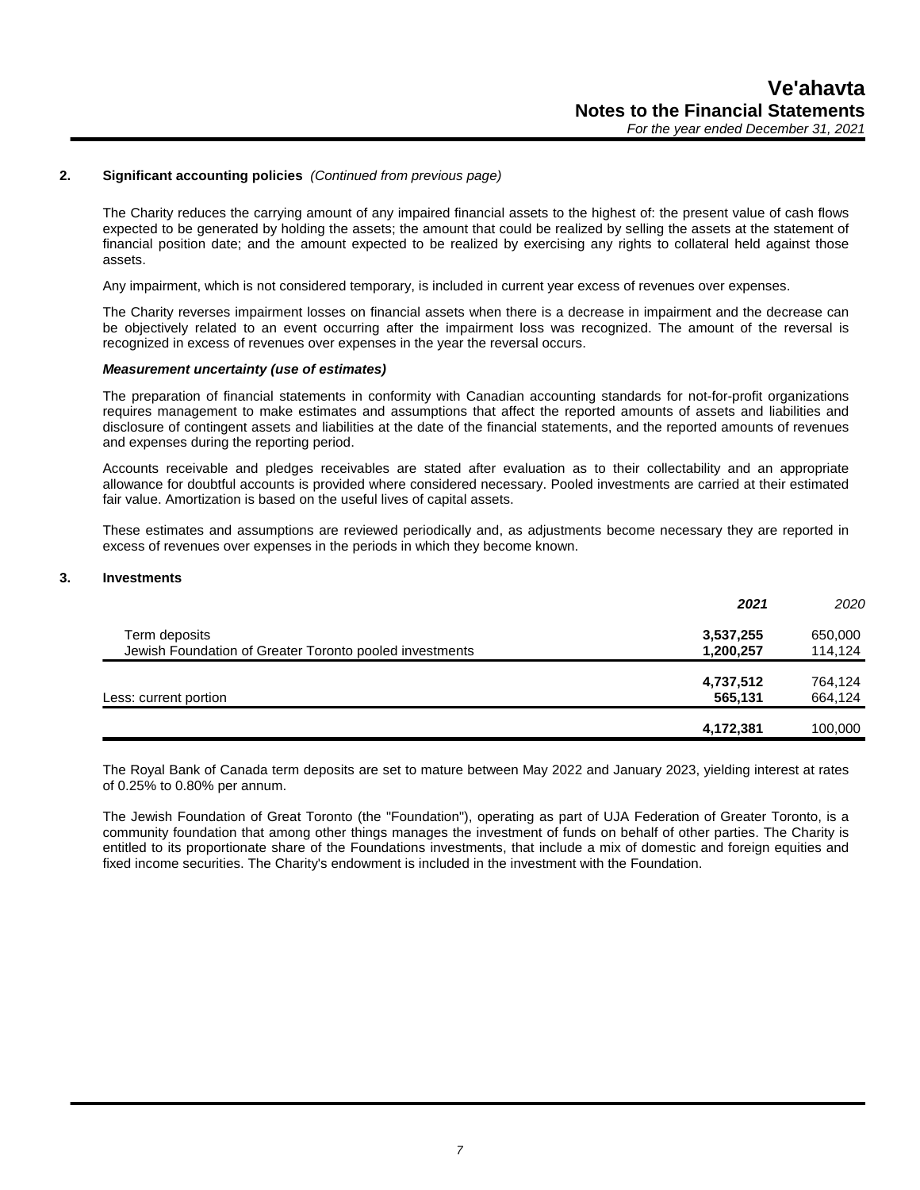## 2. Significant accounting policies *(Continued from previous page)*

The Charity reduces the carrying amount of any impaired financial assets to the highest of: the present value of cash flows expected to be generated by holding the assets; the amount that could be realized by selling the assets at the statement of financial position date; and the amount expected to be realized by exercising any rights to collateral held against those assets.

Any impairment, which is not considered temporary, is included in current year excess of revenues over expenses.

The Charity reverses impairment losses on financial assets when there is a decrease in impairment and the decrease can be objectively related to an event occurring after the impairment loss was recognized. The amount of the reversal is recognized in excess of revenues over expenses in the year the reversal occurs.

***Measurement uncertainty (use of estimates)***

The preparation of financial statements in conformity with Canadian accounting standards for not-for-profit organizations requires management to make estimates and assumptions that affect the reported amounts of assets and liabilities and disclosure of contingent assets and liabilities at the date of the financial statements, and the reported amounts of revenues and expenses during the reporting period.

Accounts receivable and pledges receivables are stated after evaluation as to their collectability and an appropriate allowance for doubtful accounts is provided where considered necessary. Pooled investments are carried at their estimated fair value. Amortization is based on the useful lives of capital assets.

These estimates and assumptions are reviewed periodically and, as adjustments become necessary they are reported in excess of revenues over expenses in the periods in which they become known.

## 3. Investments

| | ***2021*** | *2020* |
|---|---|---|
| Term deposits | **3,537,255** | 650,000 |
| Jewish Foundation of Greater Toronto pooled investments | **1,200,257** | 114,124 |
| | **4,737,512** | 764,124 |
| Less: current portion | **565,131** | 664,124 |
| | **4,172,381** | 100,000 |

The Royal Bank of Canada term deposits are set to mature between May 2022 and January 2023, yielding interest at rates of 0.25% to 0.80% per annum.

The Jewish Foundation of Great Toronto (the "Foundation"), operating as part of UJA Federation of Greater Toronto, is a community foundation that among other things manages the investment of funds on behalf of other parties. The Charity is entitled to its proportionate share of the Foundations investments, that include a mix of domestic and foreign equities and fixed income securities. The Charity's endowment is included in the investment with the Foundation.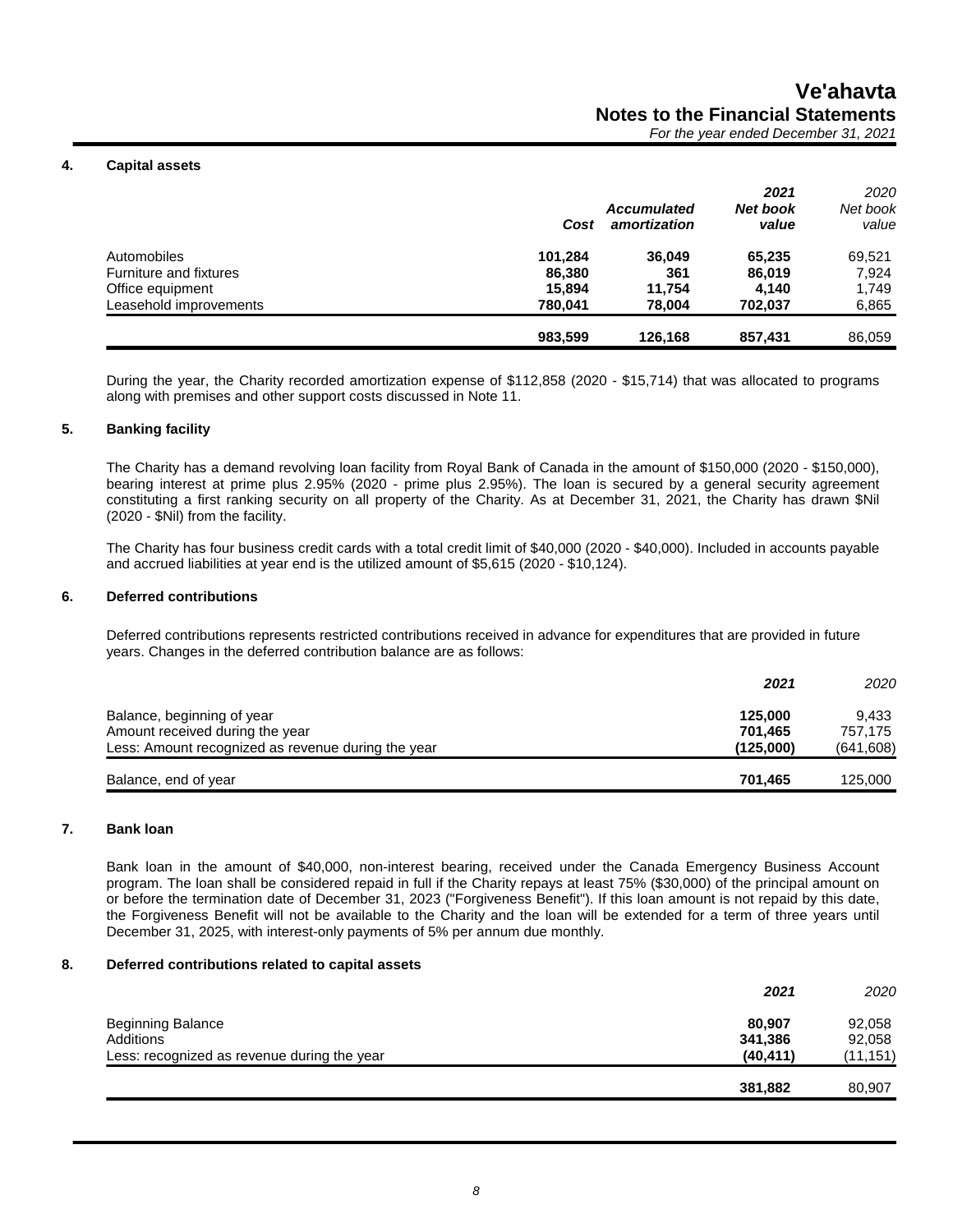### 4. Capital assets

| | Cost | Accumulated amortization | 2021 Net book value | 2020 Net book value |
|---|---|---|---|---|
| Automobiles | **101,284** | **36,049** | **65,235** | 69,521 |
| Furniture and fixtures | **86,380** | **361** | **86,019** | 7,924 |
| Office equipment | **15,894** | **11,754** | **4,140** | 1,749 |
| Leasehold improvements | **780,041** | **78,004** | **702,037** | 6,865 |
| | **983,599** | **126,168** | **857,431** | 86,059 |

During the year, the Charity recorded amortization expense of $112,858 (2020 - $15,714) that was allocated to programs along with premises and other support costs discussed in Note 11.

### 5. Banking facility

The Charity has a demand revolving loan facility from Royal Bank of Canada in the amount of $150,000 (2020 - $150,000), bearing interest at prime plus 2.95% (2020 - prime plus 2.95%). The loan is secured by a general security agreement constituting a first ranking security on all property of the Charity. As at December 31, 2021, the Charity has drawn $Nil (2020 - $Nil) from the facility.

The Charity has four business credit cards with a total credit limit of $40,000 (2020 - $40,000). Included in accounts payable and accrued liabilities at year end is the utilized amount of $5,615 (2020 - $10,124).

### 6. Deferred contributions

Deferred contributions represents restricted contributions received in advance for expenditures that are provided in future years. Changes in the deferred contribution balance are as follows:

| | 2021 | 2020 |
|---|---|---|
| Balance, beginning of year | **125,000** | 9,433 |
| Amount received during the year | **701,465** | 757,175 |
| Less: Amount recognized as revenue during the year | **(125,000)** | (641,608) |
| Balance, end of year | **701,465** | 125,000 |

### 7. Bank loan

Bank loan in the amount of $40,000, non-interest bearing, received under the Canada Emergency Business Account program. The loan shall be considered repaid in full if the Charity repays at least 75% ($30,000) of the principal amount on or before the termination date of December 31, 2023 ("Forgiveness Benefit"). If this loan amount is not repaid by this date, the Forgiveness Benefit will not be available to the Charity and the loan will be extended for a term of three years until December 31, 2025, with interest-only payments of 5% per annum due monthly.

### 8. Deferred contributions related to capital assets

| | 2021 | 2020 |
|---|---|---|
| Beginning Balance | **80,907** | 92,058 |
| Additions | **341,386** | 92,058 |
| Less: recognized as revenue during the year | **(40,411)** | (11,151) |
| | **381,882** | 80,907 |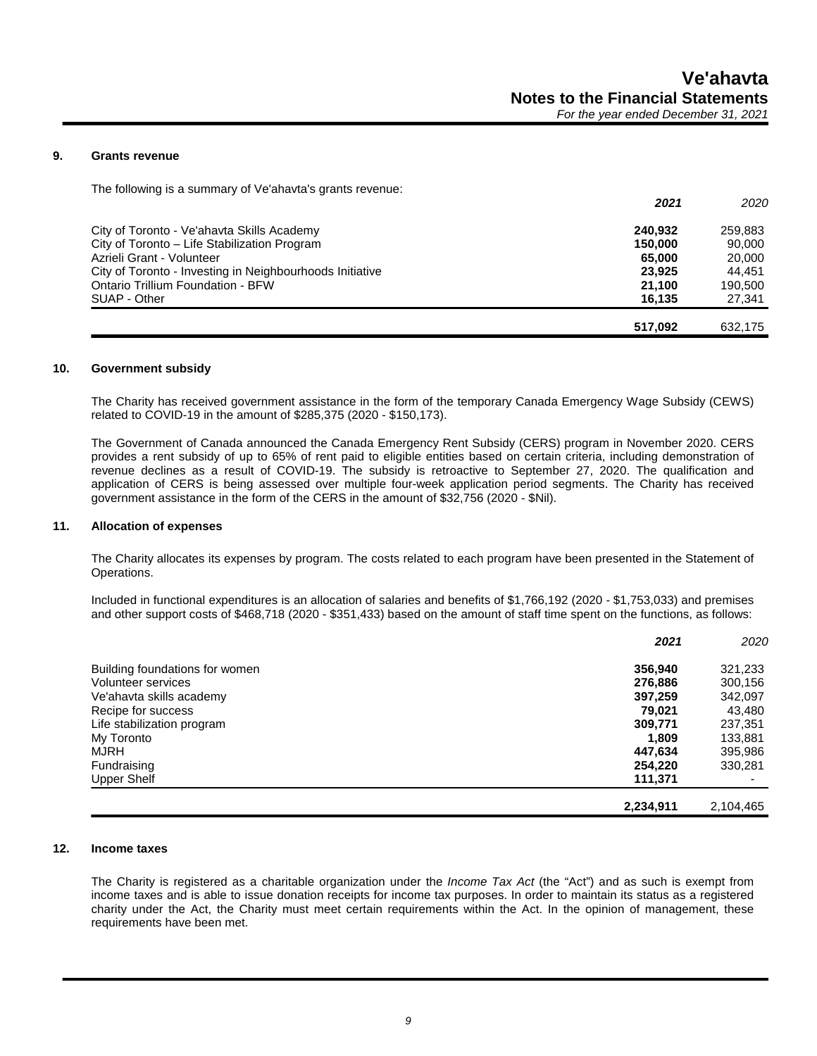### 9. Grants revenue

The following is a summary of Ve'ahavta's grants revenue:

| | **2021** | 2020 |
|---|---|---|
| City of Toronto - Ve'ahavta Skills Academy | **240,932** | 259,883 |
| City of Toronto – Life Stabilization Program | **150,000** | 90,000 |
| Azrieli Grant - Volunteer | **65,000** | 20,000 |
| City of Toronto - Investing in Neighbourhoods Initiative | **23,925** | 44,451 |
| Ontario Trillium Foundation - BFW | **21,100** | 190,500 |
| SUAP - Other | **16,135** | 27,341 |
| | **517,092** | 632,175 |

### 10. Government subsidy

The Charity has received government assistance in the form of the temporary Canada Emergency Wage Subsidy (CEWS) related to COVID-19 in the amount of $285,375 (2020 - $150,173).

The Government of Canada announced the Canada Emergency Rent Subsidy (CERS) program in November 2020. CERS provides a rent subsidy of up to 65% of rent paid to eligible entities based on certain criteria, including demonstration of revenue declines as a result of COVID-19. The subsidy is retroactive to September 27, 2020. The qualification and application of CERS is being assessed over multiple four-week application period segments. The Charity has received government assistance in the form of the CERS in the amount of $32,756 (2020 - $Nil).

### 11. Allocation of expenses

The Charity allocates its expenses by program. The costs related to each program have been presented in the Statement of Operations.

Included in functional expenditures is an allocation of salaries and benefits of $1,766,192 (2020 - $1,753,033) and premises and other support costs of $468,718 (2020 - $351,433) based on the amount of staff time spent on the functions, as follows:

| | **2021** | 2020 |
|---|---|---|
| Building foundations for women | **356,940** | 321,233 |
| Volunteer services | **276,886** | 300,156 |
| Ve'ahavta skills academy | **397,259** | 342,097 |
| Recipe for success | **79,021** | 43,480 |
| Life stabilization program | **309,771** | 237,351 |
| My Toronto | **1,809** | 133,881 |
| MJRH | **447,634** | 395,986 |
| Fundraising | **254,220** | 330,281 |
| Upper Shelf | **111,371** | - |
| | **2,234,911** | 2,104,465 |

### 12. Income taxes

The Charity is registered as a charitable organization under the *Income Tax Act* (the "Act") and as such is exempt from income taxes and is able to issue donation receipts for income tax purposes. In order to maintain its status as a registered charity under the Act, the Charity must meet certain requirements within the Act. In the opinion of management, these requirements have been met.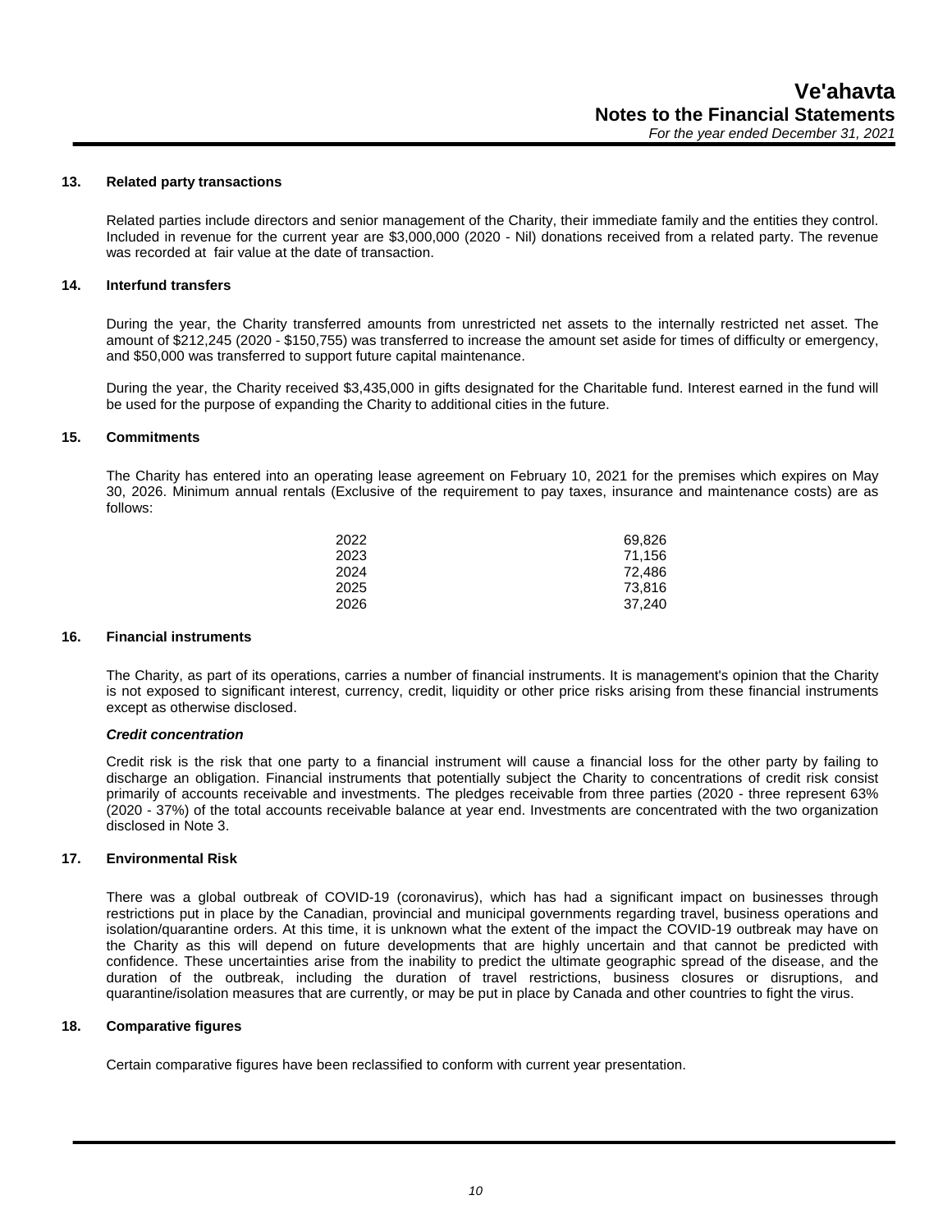## 13. Related party transactions

Related parties include directors and senior management of the Charity, their immediate family and the entities they control. Included in revenue for the current year are $3,000,000 (2020 - Nil) donations received from a related party. The revenue was recorded at fair value at the date of transaction.

## 14. Interfund transfers

During the year, the Charity transferred amounts from unrestricted net assets to the internally restricted net asset. The amount of $212,245 (2020 - $150,755) was transferred to increase the amount set aside for times of difficulty or emergency, and $50,000 was transferred to support future capital maintenance.

During the year, the Charity received $3,435,000 in gifts designated for the Charitable fund. Interest earned in the fund will be used for the purpose of expanding the Charity to additional cities in the future.

## 15. Commitments

The Charity has entered into an operating lease agreement on February 10, 2021 for the premises which expires on May 30, 2026. Minimum annual rentals (Exclusive of the requirement to pay taxes, insurance and maintenance costs) are as follows:

| | |
|---|---|
| 2022 | 69,826 |
| 2023 | 71,156 |
| 2024 | 72,486 |
| 2025 | 73,816 |
| 2026 | 37,240 |

## 16. Financial instruments

The Charity, as part of its operations, carries a number of financial instruments. It is management's opinion that the Charity is not exposed to significant interest, currency, credit, liquidity or other price risks arising from these financial instruments except as otherwise disclosed.

***Credit concentration***

Credit risk is the risk that one party to a financial instrument will cause a financial loss for the other party by failing to discharge an obligation. Financial instruments that potentially subject the Charity to concentrations of credit risk consist primarily of accounts receivable and investments. The pledges receivable from three parties (2020 - three represent 63% (2020 - 37%) of the total accounts receivable balance at year end. Investments are concentrated with the two organization disclosed in Note 3.

## 17. Environmental Risk

There was a global outbreak of COVID-19 (coronavirus), which has had a significant impact on businesses through restrictions put in place by the Canadian, provincial and municipal governments regarding travel, business operations and isolation/quarantine orders. At this time, it is unknown what the extent of the impact the COVID-19 outbreak may have on the Charity as this will depend on future developments that are highly uncertain and that cannot be predicted with confidence. These uncertainties arise from the inability to predict the ultimate geographic spread of the disease, and the duration of the outbreak, including the duration of travel restrictions, business closures or disruptions, and quarantine/isolation measures that are currently, or may be put in place by Canada and other countries to fight the virus.

## 18. Comparative figures

Certain comparative figures have been reclassified to conform with current year presentation.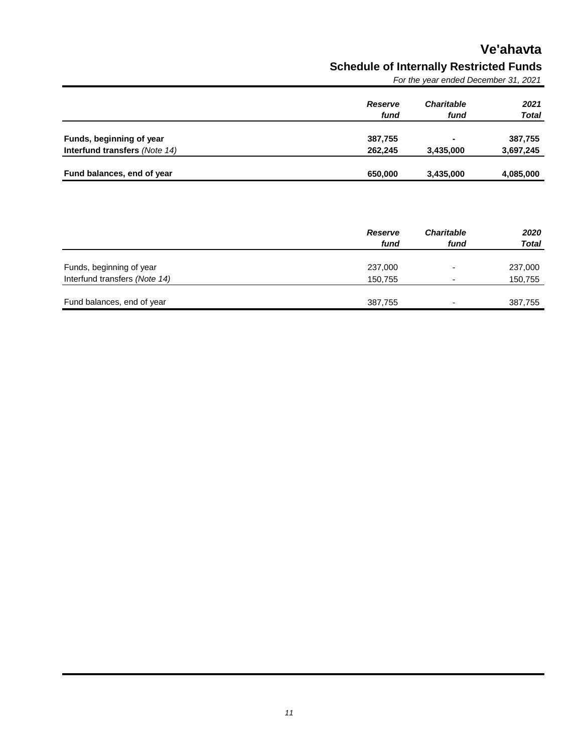# Ve'ahavta

## Schedule of Internally Restricted Funds

*For the year ended December 31, 2021*

| | ***Reserve fund*** | ***Charitable fund*** | ***2021 Total*** |
|---|---|---|---|
| **Funds, beginning of year** | **387,755** | **-** | **387,755** |
| **Interfund transfers** *(Note 14)* | **262,245** | **3,435,000** | **3,697,245** |
| **Fund balances, end of year** | **650,000** | **3,435,000** | **4,085,000** |

| | ***Reserve fund*** | ***Charitable fund*** | ***2020 Total*** |
|---|---|---|---|
| Funds, beginning of year | 237,000 | - | 237,000 |
| Interfund transfers *(Note 14)* | 150,755 | - | 150,755 |
| Fund balances, end of year | 387,755 | - | 387,755 |